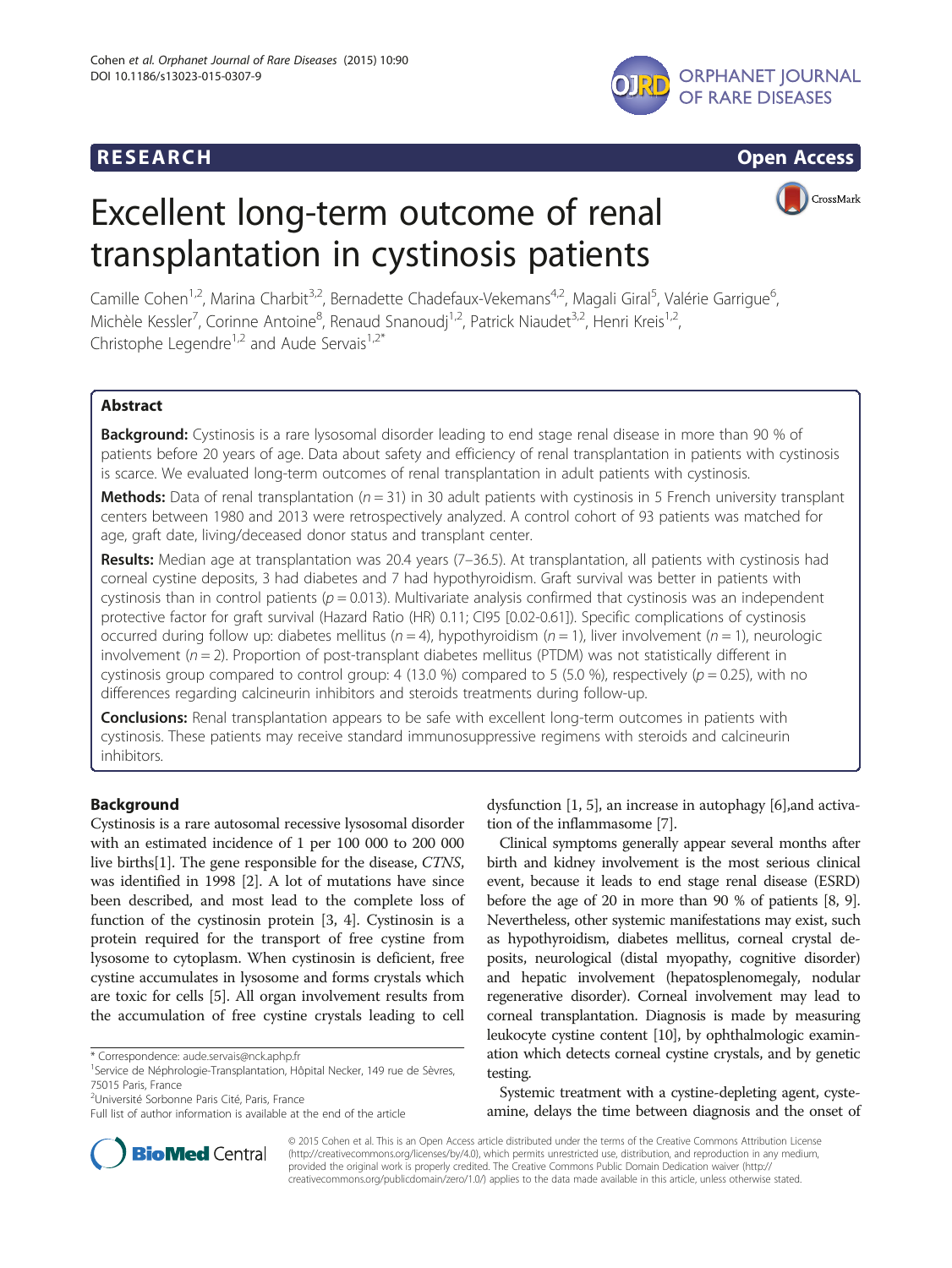**RESEARCH** **Open Access**

# Excellent long-term outcome of renal transplantation in cystinosis patients

Camille Cohen[1,2], Marina Charbit[3,2], Bernadette Chadefaux-Vekemans[4,2], Magali Giral[5], Valérie Garrigue[6], Michèle Kessler[7], Corinne Antoine[8], Renaud Snanoudj[1,2], Patrick Niaudet[3,2], Henri Kreis[1,2], Christophe Legendre[1,2] and Aude Servais[1,2*]

## Abstract

**Background:** Cystinosis is a rare lysosomal disorder leading to end stage renal disease in more than 90 % of patients before 20 years of age. Data about safety and efficiency of renal transplantation in patients with cystinosis is scarce. We evaluated long-term outcomes of renal transplantation in adult patients with cystinosis.

**Methods:** Data of renal transplantation ($n = 31$) in 30 adult patients with cystinosis in 5 French university transplant centers between 1980 and 2013 were retrospectively analyzed. A control cohort of 93 patients was matched for age, graft date, living/deceased donor status and transplant center.

**Results:** Median age at transplantation was 20.4 years (7–36.5). At transplantation, all patients with cystinosis had corneal cystine deposits, 3 had diabetes and 7 had hypothyroidism. Graft survival was better in patients with cystinosis than in control patients ($p = 0.013$). Multivariate analysis confirmed that cystinosis was an independent protective factor for graft survival (Hazard Ratio (HR) 0.11; CI95 [0.02-0.61]). Specific complications of cystinosis occurred during follow up: diabetes mellitus ($n = 4$), hypothyroidism ($n = 1$), liver involvement ($n = 1$), neurologic involvement ($n = 2$). Proportion of post-transplant diabetes mellitus (PTDM) was not statistically different in cystinosis group compared to control group: 4 (13.0 %) compared to 5 (5.0 %), respectively ($p = 0.25$), with no differences regarding calcineurin inhibitors and steroids treatments during follow-up.

**Conclusions:** Renal transplantation appears to be safe with excellent long-term outcomes in patients with cystinosis. These patients may receive standard immunosuppressive regimens with steroids and calcineurin inhibitors.

## Background

Cystinosis is a rare autosomal recessive lysosomal disorder with an estimated incidence of 1 per 100 000 to 200 000 live births[1]. The gene responsible for the disease, *CTNS*, was identified in 1998 [2]. A lot of mutations have since been described, and most lead to the complete loss of function of the cystinosin protein [3, 4]. Cystinosin is a protein required for the transport of free cystine from lysosome to cytoplasm. When cystinosin is deficient, free cystine accumulates in lysosome and forms crystals which are toxic for cells [5]. All organ involvement results from the accumulation of free cystine crystals leading to cell dysfunction [1, 5], an increase in autophagy [6],and activation of the inflammasome [7].

Clinical symptoms generally appear several months after birth and kidney involvement is the most serious clinical event, because it leads to end stage renal disease (ESRD) before the age of 20 in more than 90 % of patients [8, 9]. Nevertheless, other systemic manifestations may exist, such as hypothyroidism, diabetes mellitus, corneal crystal deposits, neurological (distal myopathy, cognitive disorder) and hepatic involvement (hepatosplenomegaly, nodular regenerative disorder). Corneal involvement may lead to corneal transplantation. Diagnosis is made by measuring leukocyte cystine content [10], by ophthalmologic examination which detects corneal cystine crystals, and by genetic testing.

Systemic treatment with a cystine-depleting agent, cysteamine, delays the time between diagnosis and the onset of

* Correspondence: aude.servais@nck.aphp.fr
[1]Service de Néphrologie-Transplantation, Hôpital Necker, 149 rue de Sèvres, 75015 Paris, France
[2]Université Sorbonne Paris Cité, Paris, France
Full list of author information is available at the end of the article

© 2015 Cohen et al. This is an Open Access article distributed under the terms of the Creative Commons Attribution License (http://creativecommons.org/licenses/by/4.0), which permits unrestricted use, distribution, and reproduction in any medium, provided the original work is properly credited. The Creative Commons Public Domain Dedication waiver (http://creativecommons.org/publicdomain/zero/1.0/) applies to the data made available in this article, unless otherwise stated.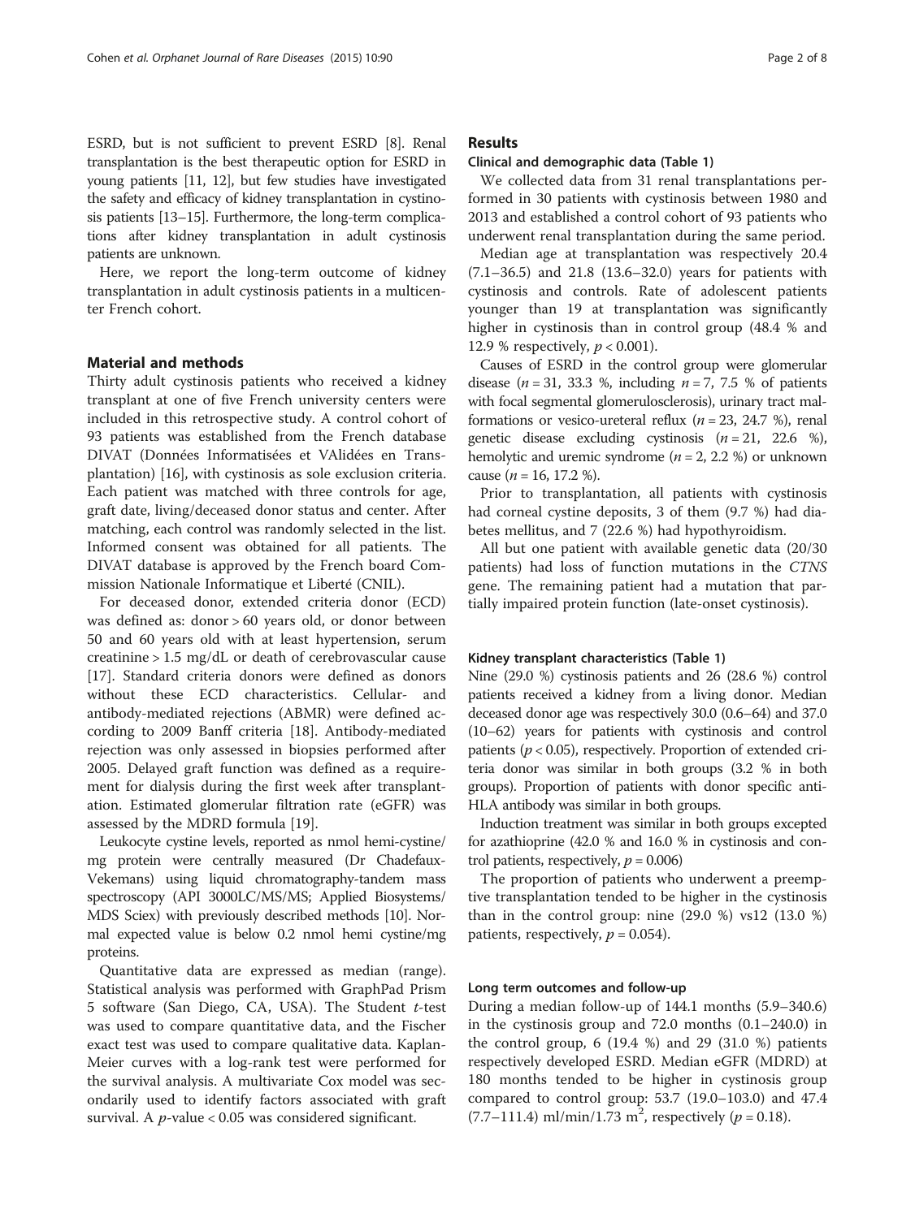ESRD, but is not sufficient to prevent ESRD [8]. Renal transplantation is the best therapeutic option for ESRD in young patients [11, 12], but few studies have investigated the safety and efficacy of kidney transplantation in cystinosis patients [13–15]. Furthermore, the long-term complications after kidney transplantation in adult cystinosis patients are unknown.

Here, we report the long-term outcome of kidney transplantation in adult cystinosis patients in a multicenter French cohort.

## Material and methods

Thirty adult cystinosis patients who received a kidney transplant at one of five French university centers were included in this retrospective study. A control cohort of 93 patients was established from the French database DIVAT (Données Informatisées et VAlidées en Transplantation) [16], with cystinosis as sole exclusion criteria. Each patient was matched with three controls for age, graft date, living/deceased donor status and center. After matching, each control was randomly selected in the list. Informed consent was obtained for all patients. The DIVAT database is approved by the French board Commission Nationale Informatique et Liberté (CNIL).

For deceased donor, extended criteria donor (ECD) was defined as: donor > 60 years old, or donor between 50 and 60 years old with at least hypertension, serum creatinine > 1.5 mg/dL or death of cerebrovascular cause [17]. Standard criteria donors were defined as donors without these ECD characteristics. Cellular- and antibody-mediated rejections (ABMR) were defined according to 2009 Banff criteria [18]. Antibody-mediated rejection was only assessed in biopsies performed after 2005. Delayed graft function was defined as a requirement for dialysis during the first week after transplantation. Estimated glomerular filtration rate (eGFR) was assessed by the MDRD formula [19].

Leukocyte cystine levels, reported as nmol hemi-cystine/mg protein were centrally measured (Dr Chadefaux-Vekemans) using liquid chromatography-tandem mass spectroscopy (API 3000LC/MS/MS; Applied Biosystems/MDS Sciex) with previously described methods [10]. Normal expected value is below 0.2 nmol hemi cystine/mg proteins.

Quantitative data are expressed as median (range). Statistical analysis was performed with GraphPad Prism 5 software (San Diego, CA, USA). The Student *t*-test was used to compare quantitative data, and the Fischer exact test was used to compare qualitative data. Kaplan-Meier curves with a log-rank test were performed for the survival analysis. A multivariate Cox model was secondarily used to identify factors associated with graft survival. A *p*-value < 0.05 was considered significant.

## Results

### Clinical and demographic data (Table 1)

We collected data from 31 renal transplantations performed in 30 patients with cystinosis between 1980 and 2013 and established a control cohort of 93 patients who underwent renal transplantation during the same period.

Median age at transplantation was respectively 20.4 (7.1–36.5) and 21.8 (13.6–32.0) years for patients with cystinosis and controls. Rate of adolescent patients younger than 19 at transplantation was significantly higher in cystinosis than in control group (48.4 % and 12.9 % respectively, $p < 0.001$).

Causes of ESRD in the control group were glomerular disease ($n = 31$, 33.3 %, including $n = 7$, 7.5 % of patients with focal segmental glomerulosclerosis), urinary tract malformations or vesico-ureteral reflux ($n = 23$, 24.7 %), renal genetic disease excluding cystinosis ($n = 21$, 22.6 %), hemolytic and uremic syndrome ($n = 2$, 2.2 %) or unknown cause ($n = 16$, 17.2 %).

Prior to transplantation, all patients with cystinosis had corneal cystine deposits, 3 of them (9.7 %) had diabetes mellitus, and 7 (22.6 %) had hypothyroidism.

All but one patient with available genetic data (20/30 patients) had loss of function mutations in the *CTNS* gene. The remaining patient had a mutation that partially impaired protein function (late-onset cystinosis).

### Kidney transplant characteristics (Table 1)

Nine (29.0 %) cystinosis patients and 26 (28.6 %) control patients received a kidney from a living donor. Median deceased donor age was respectively 30.0 (0.6–64) and 37.0 (10–62) years for patients with cystinosis and control patients ($p < 0.05$), respectively. Proportion of extended criteria donor was similar in both groups (3.2 % in both groups). Proportion of patients with donor specific anti-HLA antibody was similar in both groups.

Induction treatment was similar in both groups excepted for azathioprine (42.0 % and 16.0 % in cystinosis and control patients, respectively, $p = 0.006$)

The proportion of patients who underwent a preemptive transplantation tended to be higher in the cystinosis than in the control group: nine (29.0 %) vs12 (13.0 %) patients, respectively, $p = 0.054$).

### Long term outcomes and follow-up

During a median follow-up of 144.1 months (5.9–340.6) in the cystinosis group and 72.0 months (0.1–240.0) in the control group, 6 (19.4 %) and 29 (31.0 %) patients respectively developed ESRD. Median eGFR (MDRD) at 180 months tended to be higher in cystinosis group compared to control group: 53.7 (19.0–103.0) and 47.4 (7.7–111.4) ml/min/1.73 $m^2$, respectively ($p = 0.18$).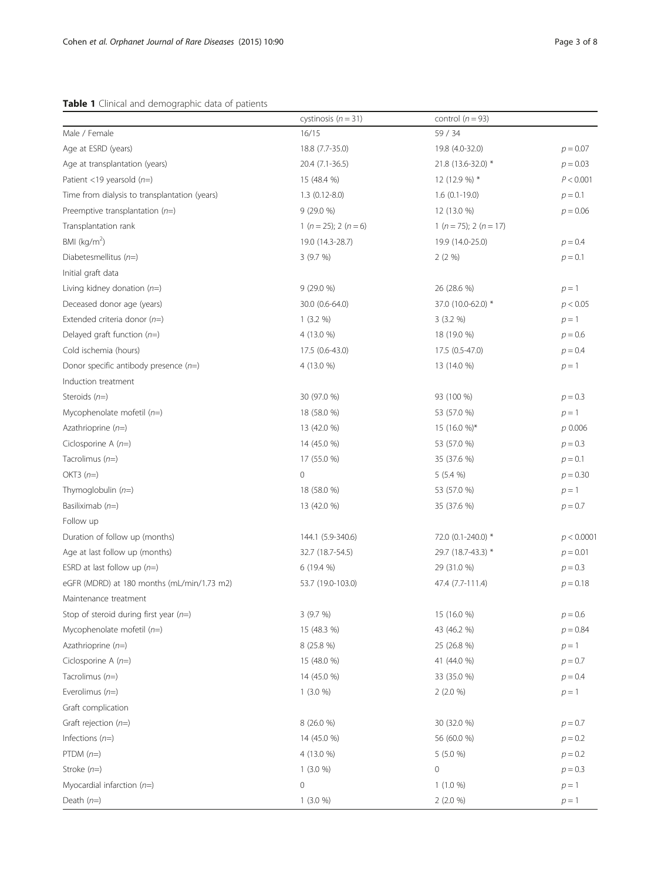**Table 1** Clinical and demographic data of patients

| | cystinosis ($n = 31$) | control ($n = 93$) | |
|---|---|---|---|
| Male / Female | 16/15 | 59 / 34 | |
| Age at ESRD (years) | 18.8 (7.7-35.0) | 19.8 (4.0-32.0) | $p = 0.07$ |
| Age at transplantation (years) | 20.4 (7.1-36.5) | 21.8 (13.6-32.0) * | $p = 0.03$ |
| Patient <19 yearsold (*n*=) | 15 (48.4 %) | 12 (12.9 %) * | $P < 0.001$ |
| Time from dialysis to transplantation (years) | 1.3 (0.12-8.0) | 1.6 (0.1-19.0) | $p = 0.1$ |
| Preemptive transplantation (*n*=) | 9 (29.0 %) | 12 (13.0 %) | $p = 0.06$ |
| Transplantation rank | 1 ($n = 25$); 2 ($n = 6$) | 1 ($n = 75$); 2 ($n = 17$) | |
| BMI (kg/m$^2$) | 19.0 (14.3-28.7) | 19.9 (14.0-25.0) | $p = 0.4$ |
| Diabetesmellitus (*n*=) | 3 (9.7 %) | 2 (2 %) | $p = 0.1$ |
| Initial graft data | | | |
| Living kidney donation (*n*=) | 9 (29.0 %) | 26 (28.6 %) | $p = 1$ |
| Deceased donor age (years) | 30.0 (0.6-64.0) | 37.0 (10.0-62.0) * | $p < 0.05$ |
| Extended criteria donor (*n*=) | 1 (3.2 %) | 3 (3.2 %) | $p = 1$ |
| Delayed graft function (*n*=) | 4 (13.0 %) | 18 (19.0 %) | $p = 0.6$ |
| Cold ischemia (hours) | 17.5 (0.6-43.0) | 17.5 (0.5-47.0) | $p = 0.4$ |
| Donor specific antibody presence (*n*=) | 4 (13.0 %) | 13 (14.0 %) | $p = 1$ |
| Induction treatment | | | |
| Steroids (*n*=) | 30 (97.0 %) | 93 (100 %) | $p = 0.3$ |
| Mycophenolate mofetil (*n*=) | 18 (58.0 %) | 53 (57.0 %) | $p = 1$ |
| Azathrioprine (*n*=) | 13 (42.0 %) | 15 (16.0 %)* | $p$ 0.006 |
| Ciclosporine A (*n*=) | 14 (45.0 %) | 53 (57.0 %) | $p = 0.3$ |
| Tacrolimus (*n*=) | 17 (55.0 %) | 35 (37.6 %) | $p = 0.1$ |
| OKT3 (*n*=) | 0 | 5 (5.4 %) | $p = 0.30$ |
| Thymoglobulin (*n*=) | 18 (58.0 %) | 53 (57.0 %) | $p = 1$ |
| Basiliximab (*n*=) | 13 (42.0 %) | 35 (37.6 %) | $p = 0.7$ |
| Follow up | | | |
| Duration of follow up (months) | 144.1 (5.9-340.6) | 72.0 (0.1-240.0) * | $p < 0.0001$ |
| Age at last follow up (months) | 32.7 (18.7-54.5) | 29.7 (18.7-43.3) * | $p = 0.01$ |
| ESRD at last follow up (*n*=) | 6 (19.4 %) | 29 (31.0 %) | $p = 0.3$ |
| eGFR (MDRD) at 180 months (mL/min/1.73 m2) | 53.7 (19.0-103.0) | 47.4 (7.7-111.4) | $p = 0.18$ |
| Maintenance treatment | | | |
| Stop of steroid during first year (*n*=) | 3 (9.7 %) | 15 (16.0 %) | $p = 0.6$ |
| Mycophenolate mofetil (*n*=) | 15 (48.3 %) | 43 (46.2 %) | $p = 0.84$ |
| Azathrioprine (*n*=) | 8 (25.8 %) | 25 (26.8 %) | $p = 1$ |
| Ciclosporine A (*n*=) | 15 (48.0 %) | 41 (44.0 %) | $p = 0.7$ |
| Tacrolimus (*n*=) | 14 (45.0 %) | 33 (35.0 %) | $p = 0.4$ |
| Everolimus (*n*=) | 1 (3.0 %) | 2 (2.0 %) | $p = 1$ |
| Graft complication | | | |
| Graft rejection (*n*=) | 8 (26.0 %) | 30 (32.0 %) | $p = 0.7$ |
| Infections (*n*=) | 14 (45.0 %) | 56 (60.0 %) | $p = 0.2$ |
| PTDM (*n*=) | 4 (13.0 %) | 5 (5.0 %) | $p = 0.2$ |
| Stroke (*n*=) | 1 (3.0 %) | 0 | $p = 0.3$ |
| Myocardial infarction (*n*=) | 0 | 1 (1.0 %) | $p = 1$ |
| Death (*n*=) | 1 (3.0 %) | 2 (2.0 %) | $p = 1$ |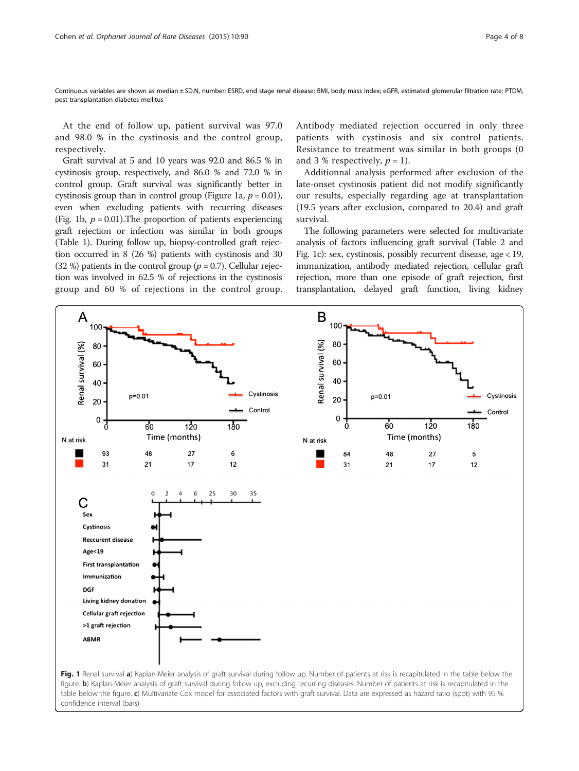Continuous variables are shown as median ± SD.N, number; ESRD, end stage renal disease; BMI, body mass index; eGFR, estimated glomerular filtration rate; PTDM, post transplantation diabetes mellitus

At the end of follow up, patient survival was 97.0 and 98.0 % in the cystinosis and the control group, respectively.

Graft survival at 5 and 10 years was 92.0 and 86.5 % in cystinosis group, respectively, and 86.0 % and 72.0 % in control group. Graft survival was significantly better in cystinosis group than in control group (Figure 1a, $p = 0.01$), even when excluding patients with recurring diseases (Fig. 1b, $p = 0.01$).The proportion of patients experiencing graft rejection or infection was similar in both groups (Table 1). During follow up, biopsy-controlled graft rejection occurred in 8 (26 %) patients with cystinosis and 30 (32 %) patients in the control group ($p = 0.7$). Cellular rejection was involved in 62.5 % of rejections in the cystinosis group and 60 % of rejections in the control group. Antibody mediated rejection occurred in only three patients with cystinosis and six control patients. Resistance to treatment was similar in both groups (0 and 3 % respectively, $p = 1$).

Additionnal analysis performed after exclusion of the late-onset cystinosis patient did not modify significantly our results, especially regarding age at transplantation (19.5 years after exclusion, compared to 20.4) and graft survival.

The following parameters were selected for multivariate analysis of factors influencing graft survival (Table 2 and Fig. 1c): sex, cystinosis, possibly recurrent disease, age < 19, immunization, antibody mediated rejection, cellular graft rejection, more than one episode of graft rejection, first transplantation, delayed graft function, living kidney

**Fig. 1** Renal survival **a**) Kaplan-Meier analysis of graft survival during follow up. Number of patients at risk is recapitulated in the table below the figure. **b**) Kaplan-Meier analysis of graft survival during follow up, excluding recurring diseases. Number of patients at risk is recapitulated in the table below the figure. **c**) Multivariate Cox model for associated factors with graft survival. Data are expressed as hazard ratio (spot) with 95 % confidence interval (bars)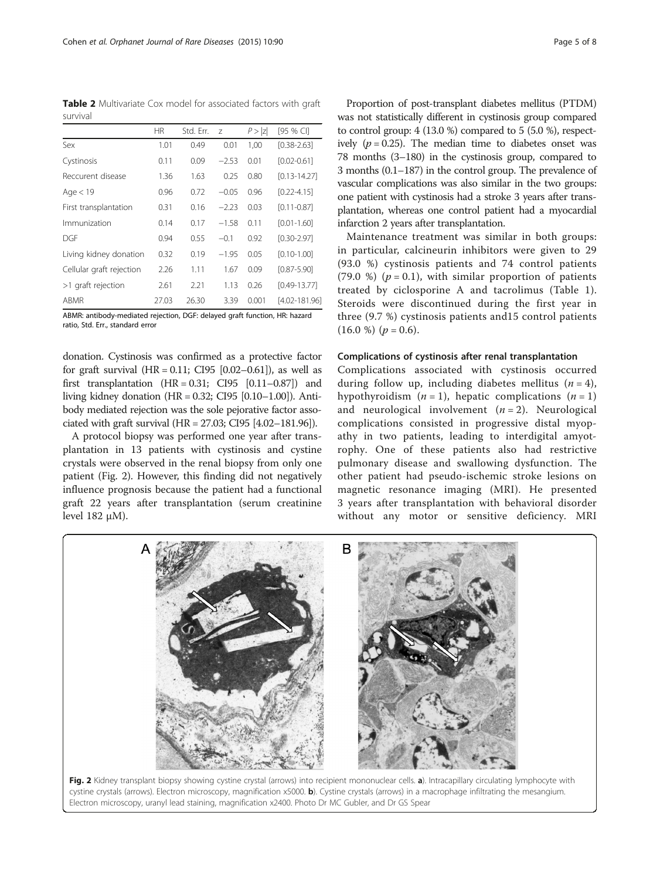**Table 2** Multivariate Cox model for associated factors with graft survival

| | HR | Std. Err. | z | P > \|z\| | [95 % CI] |
|---|---|---|---|---|---|
| Sex | 1.01 | 0.49 | 0.01 | 1,00 | [0.38-2.63] |
| Cystinosis | 0.11 | 0.09 | −2.53 | 0.01 | [0.02-0.61] |
| Reccurent disease | 1.36 | 1.63 | 0.25 | 0.80 | [0.13-14.27] |
| Age < 19 | 0.96 | 0.72 | −0.05 | 0.96 | [0.22-4.15] |
| First transplantation | 0.31 | 0.16 | −2.23 | 0.03 | [0.11-0.87] |
| Immunization | 0.14 | 0.17 | −1.58 | 0.11 | [0.01-1.60] |
| DGF | 0.94 | 0.55 | −0.1 | 0.92 | [0.30-2.97] |
| Living kidney donation | 0.32 | 0.19 | −1.95 | 0.05 | [0.10-1.00] |
| Cellular graft rejection | 2.26 | 1.11 | 1.67 | 0.09 | [0.87-5.90] |
| >1 graft rejection | 2.61 | 2.21 | 1.13 | 0.26 | [0.49-13.77] |
| ABMR | 27.03 | 26.30 | 3.39 | 0.001 | [4.02-181.96] |

ABMR: antibody-mediated rejection, DGF: delayed graft function, HR: hazard ratio, Std. Err., standard error

donation. Cystinosis was confirmed as a protective factor for graft survival (HR = 0.11; CI95 [0.02–0.61]), as well as first transplantation (HR = 0.31; CI95 [0.11–0.87]) and living kidney donation (HR = 0.32; CI95 [0.10–1.00]). Antibody mediated rejection was the sole pejorative factor associated with graft survival (HR = 27.03; CI95 [4.02–181.96]).

A protocol biopsy was performed one year after transplantation in 13 patients with cystinosis and cystine crystals were observed in the renal biopsy from only one patient (Fig. 2). However, this finding did not negatively influence prognosis because the patient had a functional graft 22 years after transplantation (serum creatinine level 182 μM).

Proportion of post-transplant diabetes mellitus (PTDM) was not statistically different in cystinosis group compared to control group: 4 (13.0 %) compared to 5 (5.0 %), respectively ($p = 0.25$). The median time to diabetes onset was 78 months (3–180) in the cystinosis group, compared to 3 months (0.1–187) in the control group. The prevalence of vascular complications was also similar in the two groups: one patient with cystinosis had a stroke 3 years after transplantation, whereas one control patient had a myocardial infarction 2 years after transplantation.

Maintenance treatment was similar in both groups: in particular, calcineurin inhibitors were given to 29 (93.0 %) cystinosis patients and 74 control patients (79.0 %) ($p = 0.1$), with similar proportion of patients treated by ciclosporine A and tacrolimus (Table 1). Steroids were discontinued during the first year in three (9.7 %) cystinosis patients and15 control patients (16.0 %) ($p = 0.6$).

### Complications of cystinosis after renal transplantation

Complications associated with cystinosis occurred during follow up, including diabetes mellitus ($n = 4$), hypothyroidism ($n = 1$), hepatic complications ($n = 1$) and neurological involvement ($n = 2$). Neurological complications consisted in progressive distal myopathy in two patients, leading to interdigital amyotrophy. One of these patients also had restrictive pulmonary disease and swallowing dysfunction. The other patient had pseudo-ischemic stroke lesions on magnetic resonance imaging (MRI). He presented 3 years after transplantation with behavioral disorder without any motor or sensitive deficiency. MRI

**Fig. 2** Kidney transplant biopsy showing cystine crystal (arrows) into recipient mononuclear cells. **a**). Intracapillary circulating lymphocyte with cystine crystals (arrows). Electron microscopy, magnification x5000. **b**). Cystine crystals (arrows) in a macrophage infiltrating the mesangium. Electron microscopy, uranyl lead staining, magnification x2400. Photo Dr MC Gubler, and Dr GS Spear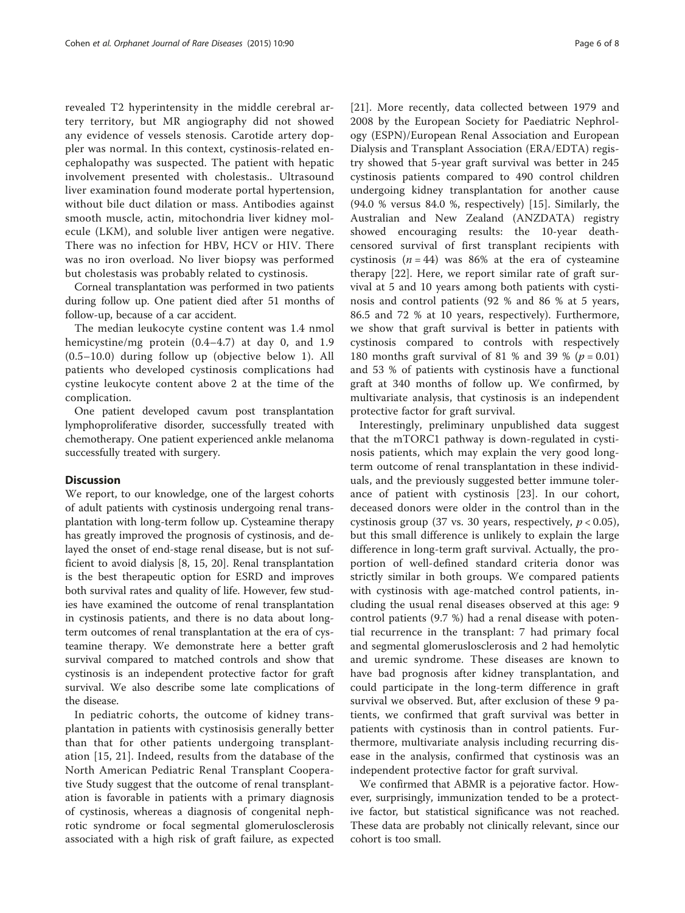revealed T2 hyperintensity in the middle cerebral artery territory, but MR angiography did not showed any evidence of vessels stenosis. Carotide artery doppler was normal. In this context, cystinosis-related encephalopathy was suspected. The patient with hepatic involvement presented with cholestasis.. Ultrasound liver examination found moderate portal hypertension, without bile duct dilation or mass. Antibodies against smooth muscle, actin, mitochondria liver kidney molecule (LKM), and soluble liver antigen were negative. There was no infection for HBV, HCV or HIV. There was no iron overload. No liver biopsy was performed but cholestasis was probably related to cystinosis.

Corneal transplantation was performed in two patients during follow up. One patient died after 51 months of follow-up, because of a car accident.

The median leukocyte cystine content was 1.4 nmol hemicystine/mg protein (0.4–4.7) at day 0, and 1.9 (0.5–10.0) during follow up (objective below 1). All patients who developed cystinosis complications had cystine leukocyte content above 2 at the time of the complication.

One patient developed cavum post transplantation lymphoproliferative disorder, successfully treated with chemotherapy. One patient experienced ankle melanoma successfully treated with surgery.

## Discussion

We report, to our knowledge, one of the largest cohorts of adult patients with cystinosis undergoing renal transplantation with long-term follow up. Cysteamine therapy has greatly improved the prognosis of cystinosis, and delayed the onset of end-stage renal disease, but is not sufficient to avoid dialysis [8, 15, 20]. Renal transplantation is the best therapeutic option for ESRD and improves both survival rates and quality of life. However, few studies have examined the outcome of renal transplantation in cystinosis patients, and there is no data about long-term outcomes of renal transplantation at the era of cysteamine therapy. We demonstrate here a better graft survival compared to matched controls and show that cystinosis is an independent protective factor for graft survival. We also describe some late complications of the disease.

In pediatric cohorts, the outcome of kidney transplantation in patients with cystinosisis generally better than that for other patients undergoing transplantation [15, 21]. Indeed, results from the database of the North American Pediatric Renal Transplant Cooperative Study suggest that the outcome of renal transplantation is favorable in patients with a primary diagnosis of cystinosis, whereas a diagnosis of congenital nephrotic syndrome or focal segmental glomerulosclerosis associated with a high risk of graft failure, as expected [21]. More recently, data collected between 1979 and 2008 by the European Society for Paediatric Nephrology (ESPN)/European Renal Association and European Dialysis and Transplant Association (ERA/EDTA) registry showed that 5-year graft survival was better in 245 cystinosis patients compared to 490 control children undergoing kidney transplantation for another cause (94.0 % versus 84.0 %, respectively) [15]. Similarly, the Australian and New Zealand (ANZDATA) registry showed encouraging results: the 10-year death-censored survival of first transplant recipients with cystinosis ($n = 44$) was 86% at the era of cysteamine therapy [22]. Here, we report similar rate of graft survival at 5 and 10 years among both patients with cystinosis and control patients (92 % and 86 % at 5 years, 86.5 and 72 % at 10 years, respectively). Furthermore, we show that graft survival is better in patients with cystinosis compared to controls with respectively 180 months graft survival of 81 % and 39 % ($p = 0.01$) and 53 % of patients with cystinosis have a functional graft at 340 months of follow up. We confirmed, by multivariate analysis, that cystinosis is an independent protective factor for graft survival.

Interestingly, preliminary unpublished data suggest that the mTORC1 pathway is down-regulated in cystinosis patients, which may explain the very good long-term outcome of renal transplantation in these individuals, and the previously suggested better immune tolerance of patient with cystinosis [23]. In our cohort, deceased donors were older in the control than in the cystinosis group (37 vs. 30 years, respectively, $p < 0.05$), but this small difference is unlikely to explain the large difference in long-term graft survival. Actually, the proportion of well-defined standard criteria donor was strictly similar in both groups. We compared patients with cystinosis with age-matched control patients, including the usual renal diseases observed at this age: 9 control patients (9.7 %) had a renal disease with potential recurrence in the transplant: 7 had primary focal and segmental glomeruslosclerosis and 2 had hemolytic and uremic syndrome. These diseases are known to have bad prognosis after kidney transplantation, and could participate in the long-term difference in graft survival we observed. But, after exclusion of these 9 patients, we confirmed that graft survival was better in patients with cystinosis than in control patients. Furthermore, multivariate analysis including recurring disease in the analysis, confirmed that cystinosis was an independent protective factor for graft survival.

We confirmed that ABMR is a pejorative factor. However, surprisingly, immunization tended to be a protective factor, but statistical significance was not reached. These data are probably not clinically relevant, since our cohort is too small.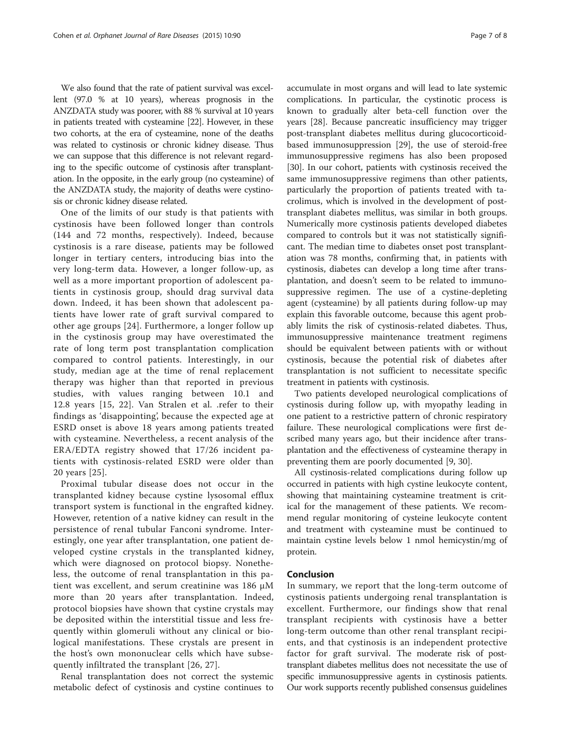We also found that the rate of patient survival was excellent (97.0 % at 10 years), whereas prognosis in the ANZDATA study was poorer, with 88 % survival at 10 years in patients treated with cysteamine [22]. However, in these two cohorts, at the era of cysteamine, none of the deaths was related to cystinosis or chronic kidney disease. Thus we can suppose that this difference is not relevant regarding to the specific outcome of cystinosis after transplantation. In the opposite, in the early group (no cysteamine) of the ANZDATA study, the majority of deaths were cystinosis or chronic kidney disease related.

One of the limits of our study is that patients with cystinosis have been followed longer than controls (144 and 72 months, respectively). Indeed, because cystinosis is a rare disease, patients may be followed longer in tertiary centers, introducing bias into the very long-term data. However, a longer follow-up, as well as a more important proportion of adolescent patients in cystinosis group, should drag survival data down. Indeed, it has been shown that adolescent patients have lower rate of graft survival compared to other age groups [24]. Furthermore, a longer follow up in the cystinosis group may have overestimated the rate of long term post transplantation complication compared to control patients. Interestingly, in our study, median age at the time of renal replacement therapy was higher than that reported in previous studies, with values ranging between 10.1 and 12.8 years [15, 22]. Van Stralen et al. .refer to their findings as 'disappointing', because the expected age at ESRD onset is above 18 years among patients treated with cysteamine. Nevertheless, a recent analysis of the ERA/EDTA registry showed that 17/26 incident patients with cystinosis-related ESRD were older than 20 years [25].

Proximal tubular disease does not occur in the transplanted kidney because cystine lysosomal efflux transport system is functional in the engrafted kidney. However, retention of a native kidney can result in the persistence of renal tubular Fanconi syndrome. Interestingly, one year after transplantation, one patient developed cystine crystals in the transplanted kidney, which were diagnosed on protocol biopsy. Nonetheless, the outcome of renal transplantation in this patient was excellent, and serum creatinine was 186 μM more than 20 years after transplantation. Indeed, protocol biopsies have shown that cystine crystals may be deposited within the interstitial tissue and less frequently within glomeruli without any clinical or biological manifestations. These crystals are present in the host's own mononuclear cells which have subsequently infiltrated the transplant [26, 27].

Renal transplantation does not correct the systemic metabolic defect of cystinosis and cystine continues to accumulate in most organs and will lead to late systemic complications. In particular, the cystinotic process is known to gradually alter beta-cell function over the years [28]. Because pancreatic insufficiency may trigger post-transplant diabetes mellitus during glucocorticoid-based immunosuppression [29], the use of steroid-free immunosuppressive regimens has also been proposed [30]. In our cohort, patients with cystinosis received the same immunosuppressive regimens than other patients, particularly the proportion of patients treated with tacrolimus, which is involved in the development of post-transplant diabetes mellitus, was similar in both groups. Numerically more cystinosis patients developed diabetes compared to controls but it was not statistically significant. The median time to diabetes onset post transplantation was 78 months, confirming that, in patients with cystinosis, diabetes can develop a long time after transplantation, and doesn't seem to be related to immunosuppressive regimen. The use of a cystine-depleting agent (cysteamine) by all patients during follow-up may explain this favorable outcome, because this agent probably limits the risk of cystinosis-related diabetes. Thus, immunosuppressive maintenance treatment regimens should be equivalent between patients with or without cystinosis, because the potential risk of diabetes after transplantation is not sufficient to necessitate specific treatment in patients with cystinosis.

Two patients developed neurological complications of cystinosis during follow up, with myopathy leading in one patient to a restrictive pattern of chronic respiratory failure. These neurological complications were first described many years ago, but their incidence after transplantation and the effectiveness of cysteamine therapy in preventing them are poorly documented [9, 30].

All cystinosis-related complications during follow up occurred in patients with high cystine leukocyte content, showing that maintaining cysteamine treatment is critical for the management of these patients. We recommend regular monitoring of cysteine leukocyte content and treatment with cysteamine must be continued to maintain cystine levels below 1 nmol hemicystin/mg of protein.

## Conclusion

In summary, we report that the long-term outcome of cystinosis patients undergoing renal transplantation is excellent. Furthermore, our findings show that renal transplant recipients with cystinosis have a better long-term outcome than other renal transplant recipients, and that cystinosis is an independent protective factor for graft survival. The moderate risk of post-transplant diabetes mellitus does not necessitate the use of specific immunosuppressive agents in cystinosis patients. Our work supports recently published consensus guidelines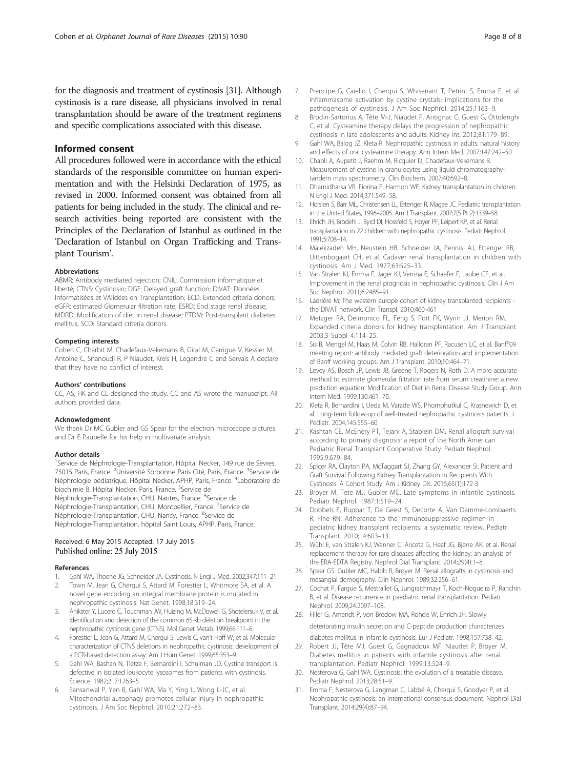for the diagnosis and treatment of cystinosis [31]. Although cystinosis is a rare disease, all physicians involved in renal transplantation should be aware of the treatment regimens and specific complications associated with this disease.

## Informed consent

All procedures followed were in accordance with the ethical standards of the responsible committee on human experimentation and with the Helsinki Declaration of 1975, as revised in 2000. Informed consent was obtained from all patients for being included in the study. The clinical and research activities being reported are consistent with the Principles of the Declaration of Istanbul as outlined in the 'Declaration of Istanbul on Organ Trafficking and Transplant Tourism'.

#### Abbreviations

ABMR: Antibody mediated rejection; CNIL: Commission informatique et liberté; CTNS: Cystinosin; DGF: Delayed graft function; DIVAT: Données Informatisées et VAlidées en Transplantation; ECD: Extended criteria donors; eGFR: estimated Glomerular filtration rate; ESRD: End stage renal disease; MDRD: Modification of diet in renal disease; PTDM: Post-transplant diabetes mellitus; SCD: Standard criteria donors.

#### Competing interests

Cohen C, Charbit M, Chadefaux-Vekemans B, Giral M, Garrigue V, Kessler M, Antoine C, Snanoudj R, P Niaudet, Kreis H, Legendre C and Servais A declare that they have no conflict of interest.

#### Authors' contributions

CC, AS, HK and CL designed the study. CC and AS wrote the manuscript. All authors provided data.

#### Acknowledgment

We thank Dr MC Gubler and GS Spear for the electron microscope pictures and Dr E Paubelle for his help in multivariate analysis.

#### Author details

[1]Service de Néphrologie-Transplantation, Hôpital Necker, 149 rue de Sèvres, 75015 Paris, France. [2]Université Sorbonne Paris Cité, Paris, France. [3]Service de Néphrologie pédiatrique, Hôpital Necker, APHP, Paris, France. [4]Laboratoire de biochimie B, Hôpital Necker, Paris, France. [5]Service de Néphrologie-Transplantation, CHU, Nantes, France. [6]Service de Néphrologie-Transplantation, CHU, Montpellier, France. [7]Service de Néphrologie-Transplantation, CHU, Nancy, France. [8]Service de Néphrologie-Transplantation, hôpital Saint Louis, APHP, Paris, France.

Received: 6 May 2015 Accepted: 17 July 2015
Published online: 25 July 2015

#### References

1. Gahl WA, Thoene JG, Schneider JA. Cystinosis. N Engl J Med. 2002;347:111–21.
2. Town M, Jean G, Cherqui S, Attard M, Forestier L, Whitmore SA, et al. A novel gene encoding an integral membrane protein is mutated in nephropathic cystinosis. Nat Genet. 1998;18:319–24.
3. Anikster Y, Lucero C, Touchman JW, Huizing M, McDowell G, Shotelersuk V, et al. Identification and detection of the common 65-kb deletion breakpoint in the nephropathic cystinosis gene (CTNS). Mol Genet Metab. 1999;66:111–6.
4. Forestier L, Jean G, Attard M, Cherqui S, Lewis C, van't Hoff W, et al. Molecular characterization of CTNS deletions in nephropathic cystinosis: development of a PCR-based detection assay. Am J Hum Genet. 1999;65:353–9.
5. Gahl WA, Bashan N, Tietze F, Bernardini I, Schulman JD. Cystine transport is defective in isolated leukocyte lysosomes from patients with cystinosis. Science. 1982;217:1263–5.
6. Sansanwal P, Yen B, Gahl WA, Ma Y, Ying L, Wong L-JC, et al. Mitochondrial autophagy promotes cellular injury in nephropathic cystinosis. J Am Soc Nephrol. 2010;21:272–83.
7. Prencipe G, Caiello I, Cherqui S, Whisenant T, Petrini S, Emma F, et al. Inflammasome activation by cystine crystals: implications for the pathogenesis of cystinosis. J Am Soc Nephrol. 2014;25:1163–9.
8. Brodin-Sartorius A, Tête M-J, Niaudet P, Antignac C, Guest G, Ottolenghi C, et al. Cysteamine therapy delays the progression of nephropathic cystinosis in late adolescents and adults. Kidney Int. 2012;81:179–89.
9. Gahl WA, Balog JZ, Kleta R. Nephropathic cystinosis in adults: natural history and effects of oral cysteamine therapy. Ann Intern Med. 2007;147:242–50.
10. Chabli A, Aupetit J, Raehm M, Ricquier D, Chadefaux-Vekemans B. Measurement of cystine in granulocytes using liquid chromatography-tandem mass spectrometry. Clin Biochem. 2007;40:692–8.
11. Dharnidharka VR, Fiorina P, Harmon WE. Kidney transplantation in children. N Engl J Med. 2014;371:549–58.
12. Horslen S, Barr ML, Christensen LL, Ettenger R, Magee JC. Pediatric transplantation in the United States, 1996–2005. Am J Transplant. 2007;7(5 Pt 2):1339–58.
13. Ehrich JH, Brodehl J, Byrd DI, Hossfeld S, Hoyer PF, Leipert KP, et al. Renal transplantation in 22 children with nephropathic cystinosis. Pediatr Nephrol. 1991;5:708–14.
14. Malekzadeh MH, Neustein HB, Schneider JA, Pennisi AJ, Ettenger RB, Uittenbogaart CH, et al. Cadaver renal transplantation in children with cystinosis. Am J Med. 1977;63:525–33.
15. Van Stralen KJ, Emma F, Jager KJ, Verrina E, Schaefer F, Laube GF, et al. Improvement in the renal prognosis in nephropathic cystinosis. Clin J Am Soc Nephrol. 2011;6:2485–91.
16. Ladrière M: The western europe cohort of kidney transplanted recipients - the DIVAT network. Clin Transpl. 2010;460-461
17. Metzger RA, Delmonico FL, Feng S, Port FK, Wynn JJ, Merion RM. Expanded criteria donors for kidney transplantation. Am J Transplant. 2003;3 Suppl 4:114–25.
18. Sis B, Mengel M, Haas M, Colvin RB, Halloran PF, Racusen LC, et al. Banff'09 meeting report: antibody mediated graft deterioration and implementation of Banff working groups. Am J Transplant. 2010;10:464–71.
19. Levey AS, Bosch JP, Lewis JB, Greene T, Rogers N, Roth D. A more accurate method to estimate glomerular filtration rate from serum creatinine: a new prediction equation. Modification of Diet in Renal Disease Study Group. Ann Intern Med. 1999;130:461–70.
20. Kleta R, Bernardini I, Ueda M, Varade WS, Phornphutkul C, Krasnewich D, et al. Long-term follow-up of well-treated nephropathic cystinosis patients. J Pediatr. 2004;145:555–60.
21. Kashtan CE, McEnery PT, Tejani A, Stablein DM. Renal allograft survival according to primary diagnosis: a report of the North American Pediatric Renal Transplant Cooperative Study. Pediatr Nephrol. 1995;9:679–84.
22. Spicer RA, Clayton PA, McTaggart SJ, Zhang GY, Alexander SI: Patient and Graft Survival Following Kidney Transplantation in Recipients With Cystinosis: A Cohort Study. Am J Kidney Dis. 2015;65(1):172-3.
23. Broyer M, Tete MJ, Gubler MC. Late symptoms in infantile cystinosis. Pediatr Nephrol. 1987;1:519–24.
24. Dobbels F, Ruppar T, De Geest S, Decorte A, Van Damme-Lombaerts R, Fine RN. Adherence to the immunosuppressive regimen in pediatric kidney transplant recipients: a systematic review. Pediatr Transplant. 2010;14:603–13.
25. Wühl E, van Stralen KJ, Wanner C, Ariceta G, Heaf JG, Bjerre AK, et al. Renal replacement therapy for rare diseases affecting the kidney: an analysis of the ERA-EDTA Registry. Nephrol Dial Transplant. 2014;29(4):1–8.
26. Spear GS, Gubler MC, Habib R, Broyer M. Renal allografts in cystinosis and mesangial demography. Clin Nephrol. 1989;32:256–61.
27. Cochat P, Fargue S, Mestrallet G, Jungraithmayr T, Koch-Nogueira P, Ranchin B, et al. Disease recurrence in paediatric renal transplantation. Pediatr Nephrol. 2009;24:2097–108.
28. Filler G, Amendt P, von Bredow MA, Rohde W, Ehrich JH. Slowly deteriorating insulin secretion and C-peptide production characterizes diabetes mellitus in infantile cystinosis. Eur J Pediatr. 1998;157:738–42.
29. Robert JJ, Tête MJ, Guest G, Gagnadoux MF, Niaudet P, Broyer M. Diabetes mellitus in patients with infantile cystinosis after renal transplantation. Pediatr Nephrol. 1999;13:524–9.
30. Nesterova G, Gahl WA. Cystinosis: the evolution of a treatable disease. Pediatr Nephrol. 2013;28:51–9.
31. Emma F, Nesterova G, Langman C, Labbé A, Cherqui S, Goodyer P, et al. Nephropathic cystinosis: an international consensus document. Nephrol Dial Transplant. 2014;29(4):87–94.